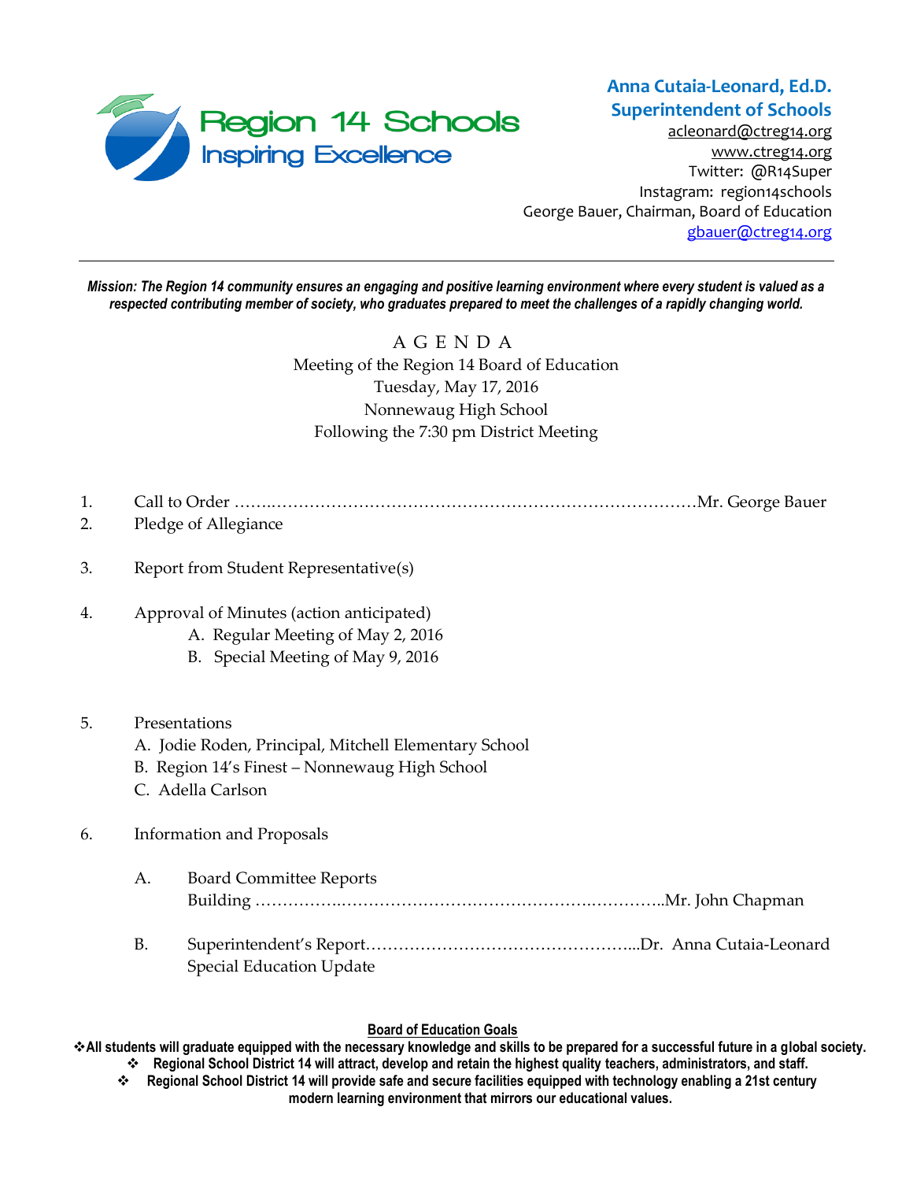Region 14 Schools
Inspiring Excellence

**Anna Cutaia-Leonard, Ed.D.**
**Superintendent of Schools**
acleonard@ctreg14.org
www.ctreg14.org
Twitter: @R14Super
Instagram: region14schools
George Bauer, Chairman, Board of Education
gbauer@ctreg14.org

---

***Mission: The Region 14 community ensures an engaging and positive learning environment where every student is valued as a respected contributing member of society, who graduates prepared to meet the challenges of a rapidly changing world.***

A G E N D A
Meeting of the Region 14 Board of Education
Tuesday, May 17, 2016
Nonnewaug High School
Following the 7:30 pm District Meeting

1. Call to Order ……..……………………………………………………………………Mr. George Bauer
2. Pledge of Allegiance

3. Report from Student Representative(s)

4. Approval of Minutes (action anticipated)
   - A. Regular Meeting of May 2, 2016
   - B. Special Meeting of May 9, 2016

5. Presentations
   - A. Jodie Roden, Principal, Mitchell Elementary School
   - B. Region 14's Finest – Nonnewaug High School
   - C. Adella Carlson

6. Information and Proposals

   A. Board Committee Reports
   Building ……………..……………………………………….…………..Mr. John Chapman

   B. Superintendent's Report…………………………………………...Dr. Anna Cutaia-Leonard
   Special Education Update

**Board of Education Goals**

❖ **All students will graduate equipped with the necessary knowledge and skills to be prepared for a successful future in a global society.**

❖ **Regional School District 14 will attract, develop and retain the highest quality teachers, administrators, and staff.**

❖ **Regional School District 14 will provide safe and secure facilities equipped with technology enabling a 21st century modern learning environment that mirrors our educational values.**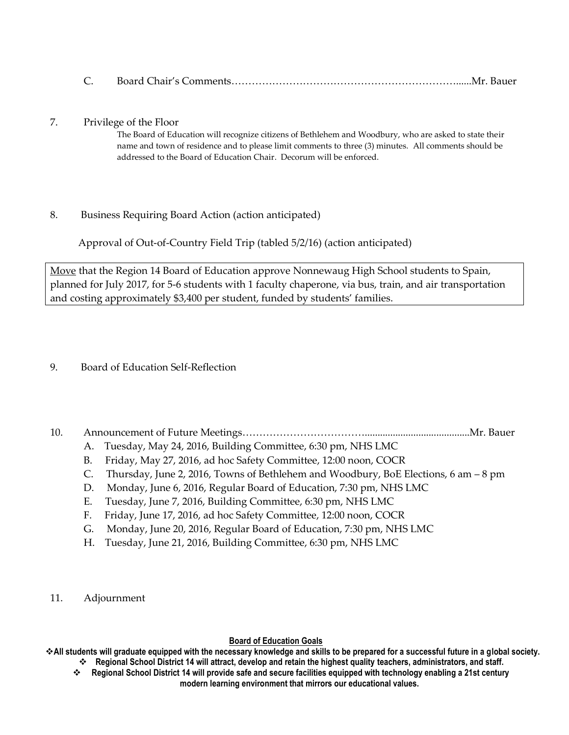C. Board Chair's Comments…………………………………………………………......Mr. Bauer

7. Privilege of the Floor

   The Board of Education will recognize citizens of Bethlehem and Woodbury, who are asked to state their name and town of residence and to please limit comments to three (3) minutes. All comments should be addressed to the Board of Education Chair. Decorum will be enforced.

8. Business Requiring Board Action (action anticipated)

   Approval of Out-of-Country Field Trip (tabled 5/2/16) (action anticipated)

<u>Move</u> that the Region 14 Board of Education approve Nonnewaug High School students to Spain, planned for July 2017, for 5-6 students with 1 faculty chaperone, via bus, train, and air transportation and costing approximately $3,400 per student, funded by students' families.

9. Board of Education Self-Reflection

10. Announcement of Future Meetings……………………………........................................Mr. Bauer
    - A. Tuesday, May 24, 2016, Building Committee, 6:30 pm, NHS LMC
    - B. Friday, May 27, 2016, ad hoc Safety Committee, 12:00 noon, COCR
    - C. Thursday, June 2, 2016, Towns of Bethlehem and Woodbury, BoE Elections, 6 am – 8 pm
    - D. Monday, June 6, 2016, Regular Board of Education, 7:30 pm, NHS LMC
    - E. Tuesday, June 7, 2016, Building Committee, 6:30 pm, NHS LMC
    - F. Friday, June 17, 2016, ad hoc Safety Committee, 12:00 noon, COCR
    - G. Monday, June 20, 2016, Regular Board of Education, 7:30 pm, NHS LMC
    - H. Tuesday, June 21, 2016, Building Committee, 6:30 pm, NHS LMC

11. Adjournment

**<u>Board of Education Goals</u>**

- **All students will graduate equipped with the necessary knowledge and skills to be prepared for a successful future in a global society.**
- **Regional School District 14 will attract, develop and retain the highest quality teachers, administrators, and staff.**
- **Regional School District 14 will provide safe and secure facilities equipped with technology enabling a 21st century modern learning environment that mirrors our educational values.**